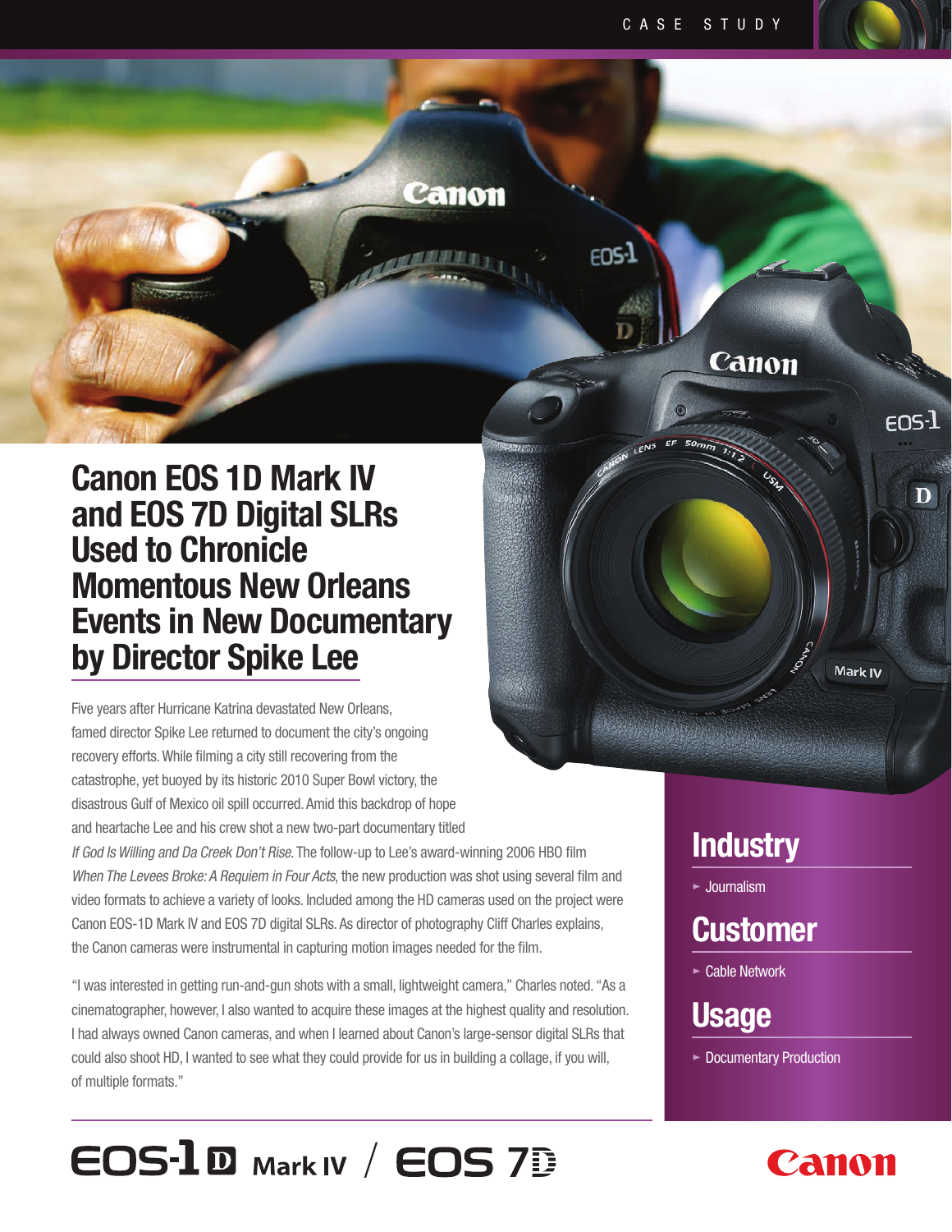CASE STUDY

# Canon EOS 1D Mark IV and EOS 7D Digital SLRs Used to Chronicle Momentous New Orleans Events in New Documentary by Director Spike Lee

Five years after Hurricane Katrina devastated New Orleans, famed director Spike Lee returned to document the city's ongoing recovery efforts. While filming a city still recovering from the catastrophe, yet buoyed by its historic 2010 Super Bowl victory, the disastrous Gulf of Mexico oil spill occurred. Amid this backdrop of hope and heartache Lee and his crew shot a new two-part documentary titled *If God Is Willing and Da Creek Don't Rise*. The follow-up to Lee's award-winning 2006 HBO film *When The Levees Broke: A Requiem in Four Acts*, the new production was shot using several film and video formats to achieve a variety of looks. Included among the HD cameras used on the project were Canon EOS-1D Mark IV and EOS 7D digital SLRs. As director of photography Cliff Charles explains, the Canon cameras were instrumental in capturing motion images needed for the film.

"I was interested in getting run-and-gun shots with a small, lightweight camera," Charles noted. "As a cinematographer, however, I also wanted to acquire these images at the highest quality and resolution. I had always owned Canon cameras, and when I learned about Canon's large-sensor digital SLRs that could also shoot HD, I wanted to see what they could provide for us in building a collage, if you will, of multiple formats."

## Industry

- Journalism

## Customer

- Cable Network

## Usage

- Documentary Production

EOS-1D Mark IV / EOS 7D

Canon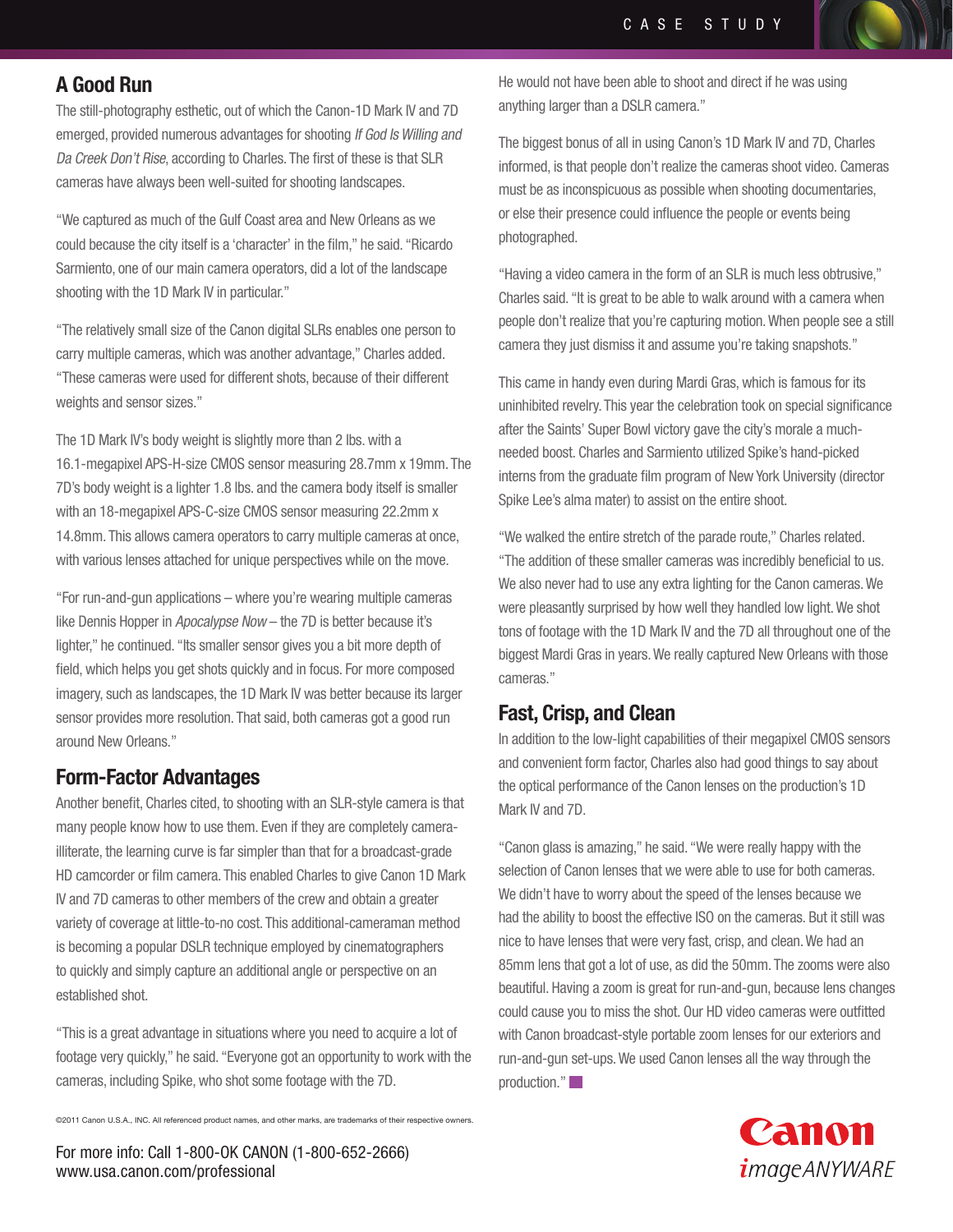## A Good Run

The still-photography esthetic, out of which the Canon-1D Mark IV and 7D emerged, provided numerous advantages for shooting *If God Is Willing and Da Creek Don't Rise*, according to Charles. The first of these is that SLR cameras have always been well-suited for shooting landscapes.

"We captured as much of the Gulf Coast area and New Orleans as we could because the city itself is a 'character' in the film," he said. "Ricardo Sarmiento, one of our main camera operators, did a lot of the landscape shooting with the 1D Mark IV in particular."

"The relatively small size of the Canon digital SLRs enables one person to carry multiple cameras, which was another advantage," Charles added. "These cameras were used for different shots, because of their different weights and sensor sizes."

The 1D Mark IV's body weight is slightly more than 2 lbs. with a 16.1-megapixel APS-H-size CMOS sensor measuring 28.7mm x 19mm. The 7D's body weight is a lighter 1.8 lbs. and the camera body itself is smaller with an 18-megapixel APS-C-size CMOS sensor measuring 22.2mm x 14.8mm. This allows camera operators to carry multiple cameras at once, with various lenses attached for unique perspectives while on the move.

"For run-and-gun applications – where you're wearing multiple cameras like Dennis Hopper in *Apocalypse Now* – the 7D is better because it's lighter," he continued. "Its smaller sensor gives you a bit more depth of field, which helps you get shots quickly and in focus. For more composed imagery, such as landscapes, the 1D Mark IV was better because its larger sensor provides more resolution. That said, both cameras got a good run around New Orleans."

## Form-Factor Advantages

Another benefit, Charles cited, to shooting with an SLR-style camera is that many people know how to use them. Even if they are completely camera-illiterate, the learning curve is far simpler than that for a broadcast-grade HD camcorder or film camera. This enabled Charles to give Canon 1D Mark IV and 7D cameras to other members of the crew and obtain a greater variety of coverage at little-to-no cost. This additional-cameraman method is becoming a popular DSLR technique employed by cinematographers to quickly and simply capture an additional angle or perspective on an established shot.

"This is a great advantage in situations where you need to acquire a lot of footage very quickly," he said. "Everyone got an opportunity to work with the cameras, including Spike, who shot some footage with the 7D. He would not have been able to shoot and direct if he was using anything larger than a DSLR camera."

The biggest bonus of all in using Canon's 1D Mark IV and 7D, Charles informed, is that people don't realize the cameras shoot video. Cameras must be as inconspicuous as possible when shooting documentaries, or else their presence could influence the people or events being photographed.

"Having a video camera in the form of an SLR is much less obtrusive," Charles said. "It is great to be able to walk around with a camera when people don't realize that you're capturing motion. When people see a still camera they just dismiss it and assume you're taking snapshots."

This came in handy even during Mardi Gras, which is famous for its uninhibited revelry. This year the celebration took on special significance after the Saints' Super Bowl victory gave the city's morale a much-needed boost. Charles and Sarmiento utilized Spike's hand-picked interns from the graduate film program of New York University (director Spike Lee's alma mater) to assist on the entire shoot.

"We walked the entire stretch of the parade route," Charles related. "The addition of these smaller cameras was incredibly beneficial to us. We also never had to use any extra lighting for the Canon cameras. We were pleasantly surprised by how well they handled low light. We shot tons of footage with the 1D Mark IV and the 7D all throughout one of the biggest Mardi Gras in years. We really captured New Orleans with those cameras."

## Fast, Crisp, and Clean

In addition to the low-light capabilities of their megapixel CMOS sensors and convenient form factor, Charles also had good things to say about the optical performance of the Canon lenses on the production's 1D Mark IV and 7D.

"Canon glass is amazing," he said. "We were really happy with the selection of Canon lenses that we were able to use for both cameras. We didn't have to worry about the speed of the lenses because we had the ability to boost the effective ISO on the cameras. But it still was nice to have lenses that were very fast, crisp, and clean. We had an 85mm lens that got a lot of use, as did the 50mm. The zooms were also beautiful. Having a zoom is great for run-and-gun, because lens changes could cause you to miss the shot. Our HD video cameras were outfitted with Canon broadcast-style portable zoom lenses for our exteriors and run-and-gun set-ups. We used Canon lenses all the way through the production."

©2011 Canon U.S.A., INC. All referenced product names, and other marks, are trademarks of their respective owners.

For more info: Call 1-800-OK CANON (1-800-652-2666)
www.usa.canon.com/professional

Canon
imageANYWARE